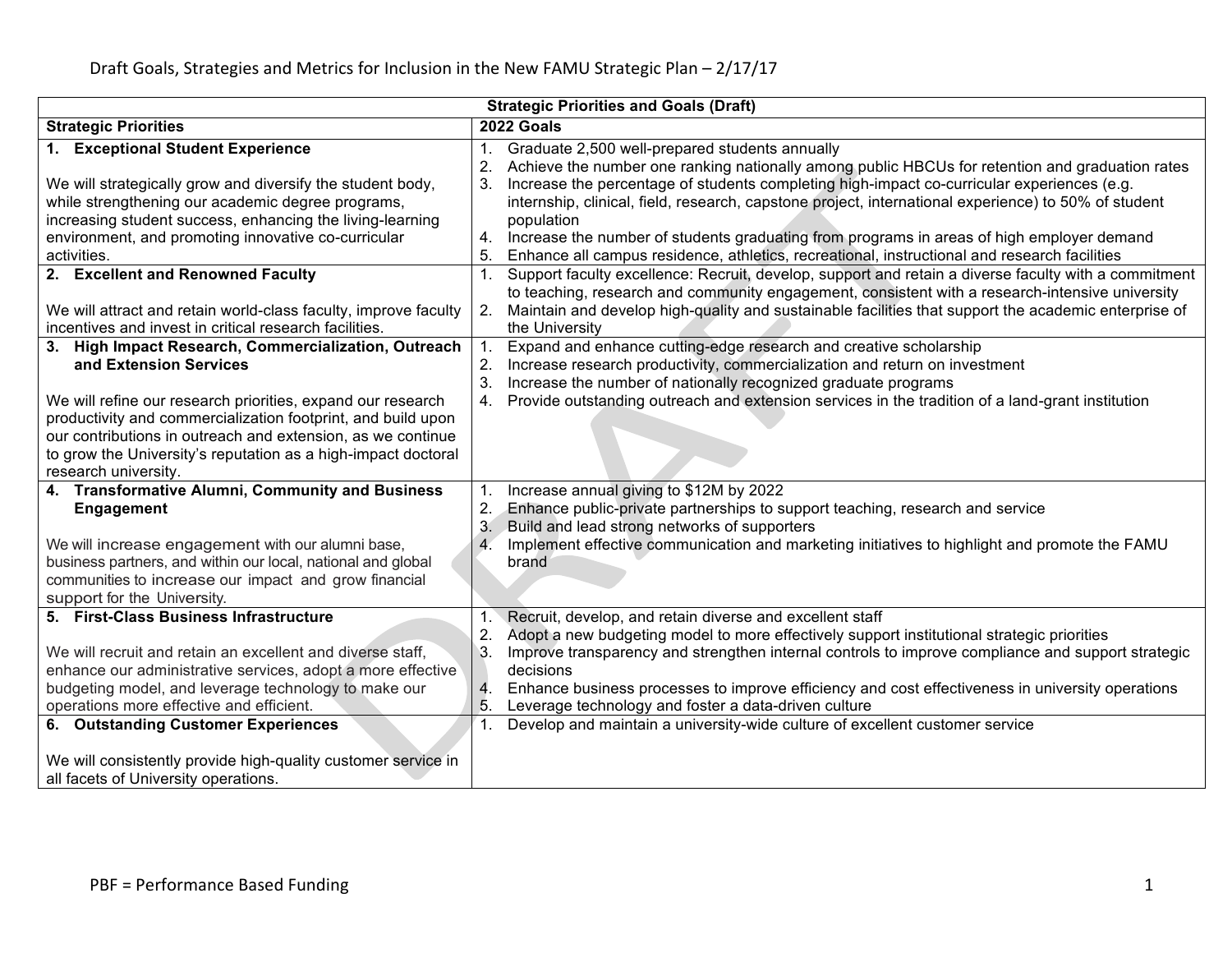Draft Goals, Strategies and Metrics for Inclusion in the New FAMU Strategic Plan – 2/17/17

| **Strategic Priorities and Goals (Draft)** | |
|---|---|
| **Strategic Priorities** | **2022 Goals** |
| **1. Exceptional Student Experience**<br><br>We will strategically grow and diversify the student body, while strengthening our academic degree programs, increasing student success, enhancing the living-learning environment, and promoting innovative co-curricular activities. | 1. Graduate 2,500 well-prepared students annually<br>2. Achieve the number one ranking nationally among public HBCUs for retention and graduation rates<br>3. Increase the percentage of students completing high-impact co-curricular experiences (e.g. internship, clinical, field, research, capstone project, international experience) to 50% of student population<br>4. Increase the number of students graduating from programs in areas of high employer demand<br>5. Enhance all campus residence, athletics, recreational, instructional and research facilities |
| **2. Excellent and Renowned Faculty**<br><br>We will attract and retain world-class faculty, improve faculty incentives and invest in critical research facilities. | 1. Support faculty excellence: Recruit, develop, support and retain a diverse faculty with a commitment to teaching, research and community engagement, consistent with a research-intensive university<br>2. Maintain and develop high-quality and sustainable facilities that support the academic enterprise of the University |
| **3. High Impact Research, Commercialization, Outreach and Extension Services**<br><br>We will refine our research priorities, expand our research productivity and commercialization footprint, and build upon our contributions in outreach and extension, as we continue to grow the University's reputation as a high-impact doctoral research university. | 1. Expand and enhance cutting-edge research and creative scholarship<br>2. Increase research productivity, commercialization and return on investment<br>3. Increase the number of nationally recognized graduate programs<br>4. Provide outstanding outreach and extension services in the tradition of a land-grant institution |
| **4. Transformative Alumni, Community and Business Engagement**<br><br>We will increase engagement with our alumni base, business partners, and within our local, national and global communities to increase our impact and grow financial support for the University. | 1. Increase annual giving to $12M by 2022<br>2. Enhance public-private partnerships to support teaching, research and service<br>3. Build and lead strong networks of supporters<br>4. Implement effective communication and marketing initiatives to highlight and promote the FAMU brand |
| **5. First-Class Business Infrastructure**<br><br>We will recruit and retain an excellent and diverse staff, enhance our administrative services, adopt a more effective budgeting model, and leverage technology to make our operations more effective and efficient. | 1. Recruit, develop, and retain diverse and excellent staff<br>2. Adopt a new budgeting model to more effectively support institutional strategic priorities<br>3. Improve transparency and strengthen internal controls to improve compliance and support strategic decisions<br>4. Enhance business processes to improve efficiency and cost effectiveness in university operations<br>5. Leverage technology and foster a data-driven culture |
| **6. Outstanding Customer Experiences**<br><br>We will consistently provide high-quality customer service in all facets of University operations. | 1. Develop and maintain a university-wide culture of excellent customer service |

PBF = Performance Based Funding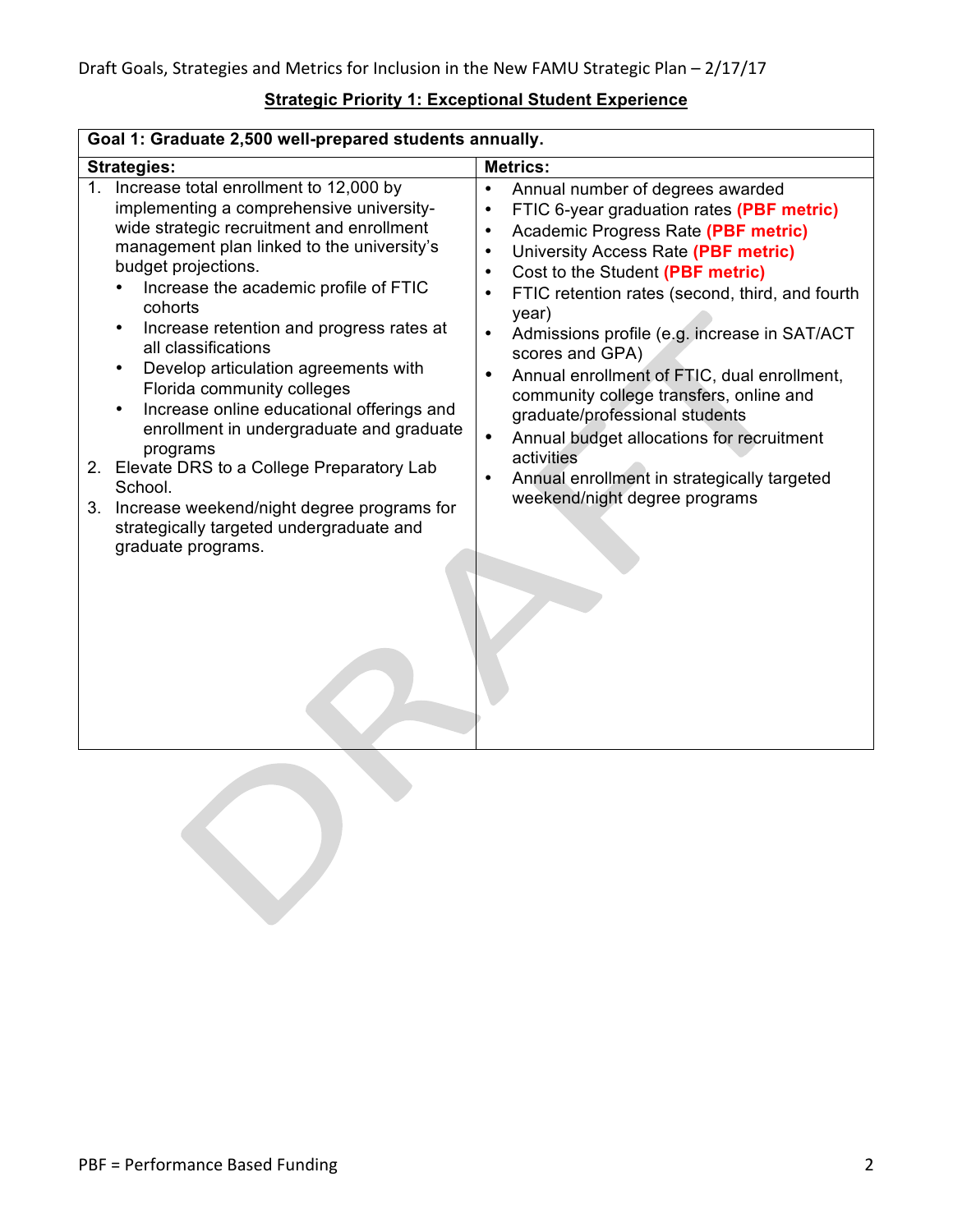Draft Goals, Strategies and Metrics for Inclusion in the New FAMU Strategic Plan – 2/17/17

## Strategic Priority 1: Exceptional Student Experience

| **Goal 1: Graduate 2,500 well-prepared students annually.** | |
|---|---|
| **Strategies:** | **Metrics:** |
| 1. Increase total enrollment to 12,000 by implementing a comprehensive university-wide strategic recruitment and enrollment management plan linked to the university's budget projections.<br>• Increase the academic profile of FTIC cohorts<br>• Increase retention and progress rates at all classifications<br>• Develop articulation agreements with Florida community colleges<br>• Increase online educational offerings and enrollment in undergraduate and graduate programs<br>2. Elevate DRS to a College Preparatory Lab School.<br>3. Increase weekend/night degree programs for strategically targeted undergraduate and graduate programs. | • Annual number of degrees awarded<br>• FTIC 6-year graduation rates **(PBF metric)**<br>• Academic Progress Rate **(PBF metric)**<br>• University Access Rate **(PBF metric)**<br>• Cost to the Student **(PBF metric)**<br>• FTIC retention rates (second, third, and fourth year)<br>• Admissions profile (e.g. increase in SAT/ACT scores and GPA)<br>• Annual enrollment of FTIC, dual enrollment, community college transfers, online and graduate/professional students<br>• Annual budget allocations for recruitment activities<br>• Annual enrollment in strategically targeted weekend/night degree programs |

PBF = Performance Based Funding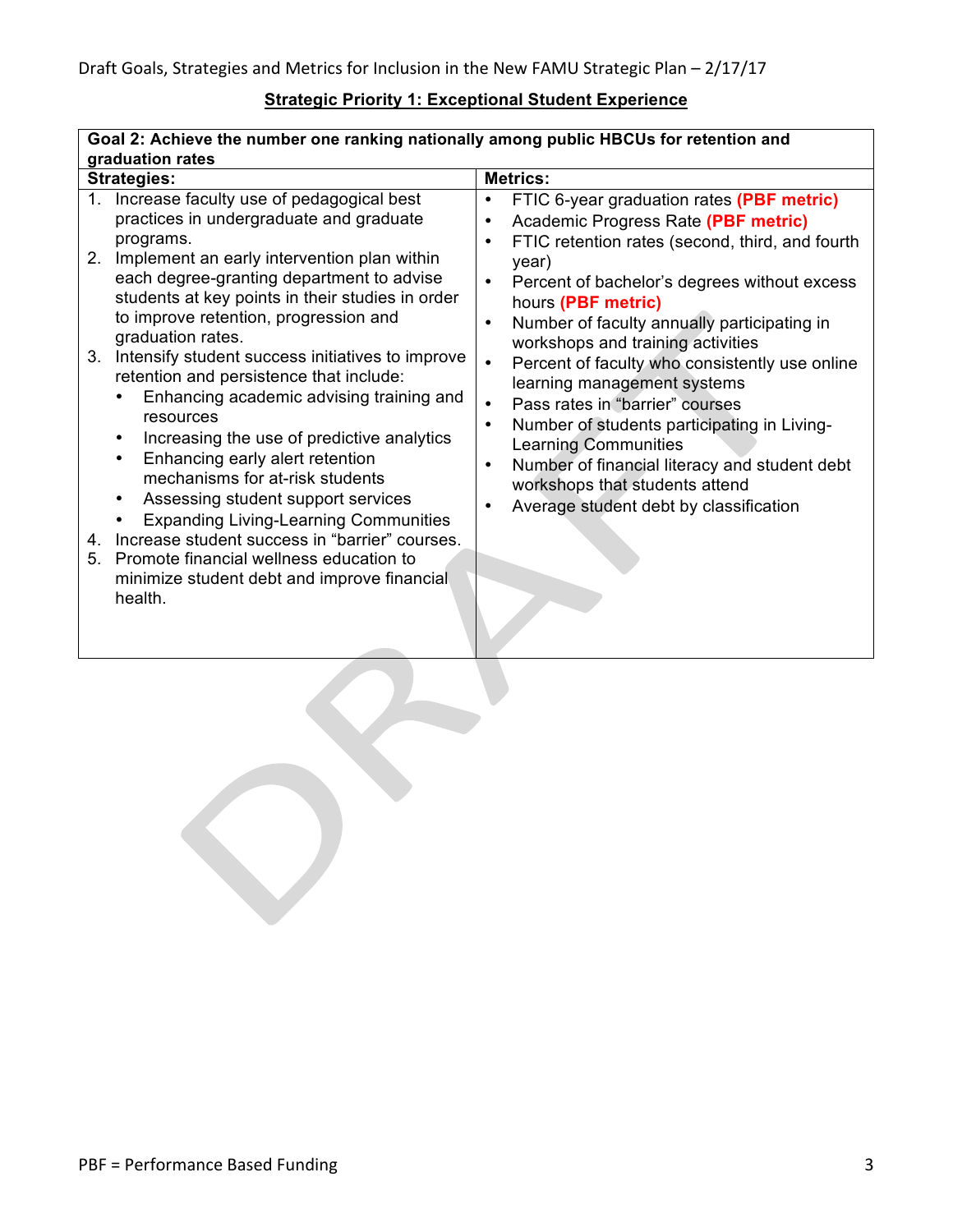## Strategic Priority 1: Exceptional Student Experience

| **Goal 2: Achieve the number one ranking nationally among public HBCUs for retention and graduation rates** | |
|---|---|
| **Strategies:** | **Metrics:** |
| 1. Increase faculty use of pedagogical best practices in undergraduate and graduate programs.<br>2. Implement an early intervention plan within each degree-granting department to advise students at key points in their studies in order to improve retention, progression and graduation rates.<br>3. Intensify student success initiatives to improve retention and persistence that include:<br>• Enhancing academic advising training and resources<br>• Increasing the use of predictive analytics<br>• Enhancing early alert retention mechanisms for at-risk students<br>• Assessing student support services<br>• Expanding Living-Learning Communities<br>4. Increase student success in "barrier" courses.<br>5. Promote financial wellness education to minimize student debt and improve financial health. | • FTIC 6-year graduation rates **(PBF metric)**<br>• Academic Progress Rate **(PBF metric)**<br>• FTIC retention rates (second, third, and fourth year)<br>• Percent of bachelor's degrees without excess hours **(PBF metric)**<br>• Number of faculty annually participating in workshops and training activities<br>• Percent of faculty who consistently use online learning management systems<br>• Pass rates in "barrier" courses<br>• Number of students participating in Living-Learning Communities<br>• Number of financial literacy and student debt workshops that students attend<br>• Average student debt by classification |

PBF = Performance Based Funding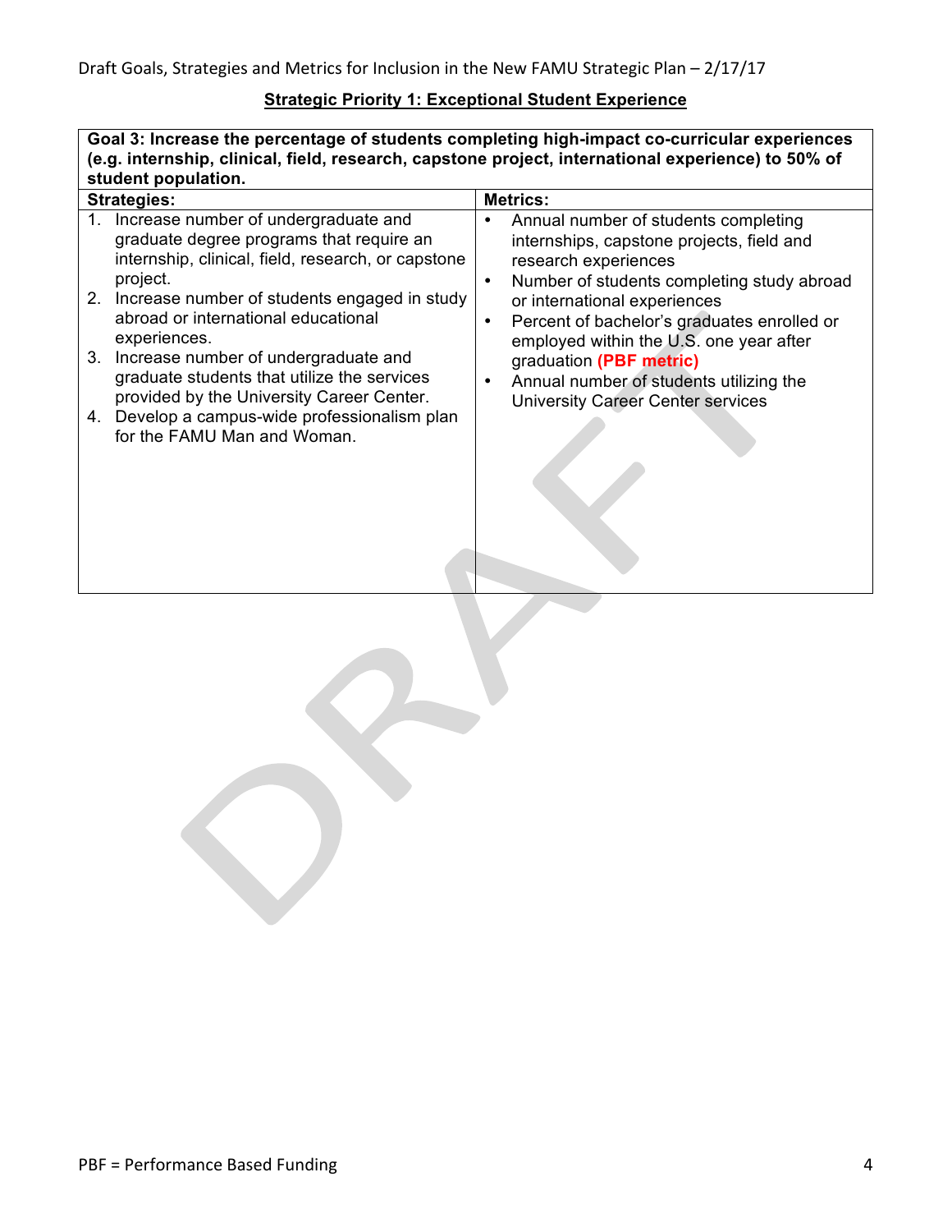## Strategic Priority 1: Exceptional Student Experience

| **Goal 3: Increase the percentage of students completing high-impact co-curricular experiences (e.g. internship, clinical, field, research, capstone project, international experience) to 50% of student population.** | |
|---|---|
| **Strategies:** | **Metrics:** |
| 1. Increase number of undergraduate and graduate degree programs that require an internship, clinical, field, research, or capstone project.<br>2. Increase number of students engaged in study abroad or international educational experiences.<br>3. Increase number of undergraduate and graduate students that utilize the services provided by the University Career Center.<br>4. Develop a campus-wide professionalism plan for the FAMU Man and Woman. | • Annual number of students completing internships, capstone projects, field and research experiences<br>• Number of students completing study abroad or international experiences<br>• Percent of bachelor's graduates enrolled or employed within the U.S. one year after graduation **(PBF metric)**<br>• Annual number of students utilizing the University Career Center services |

PBF = Performance Based Funding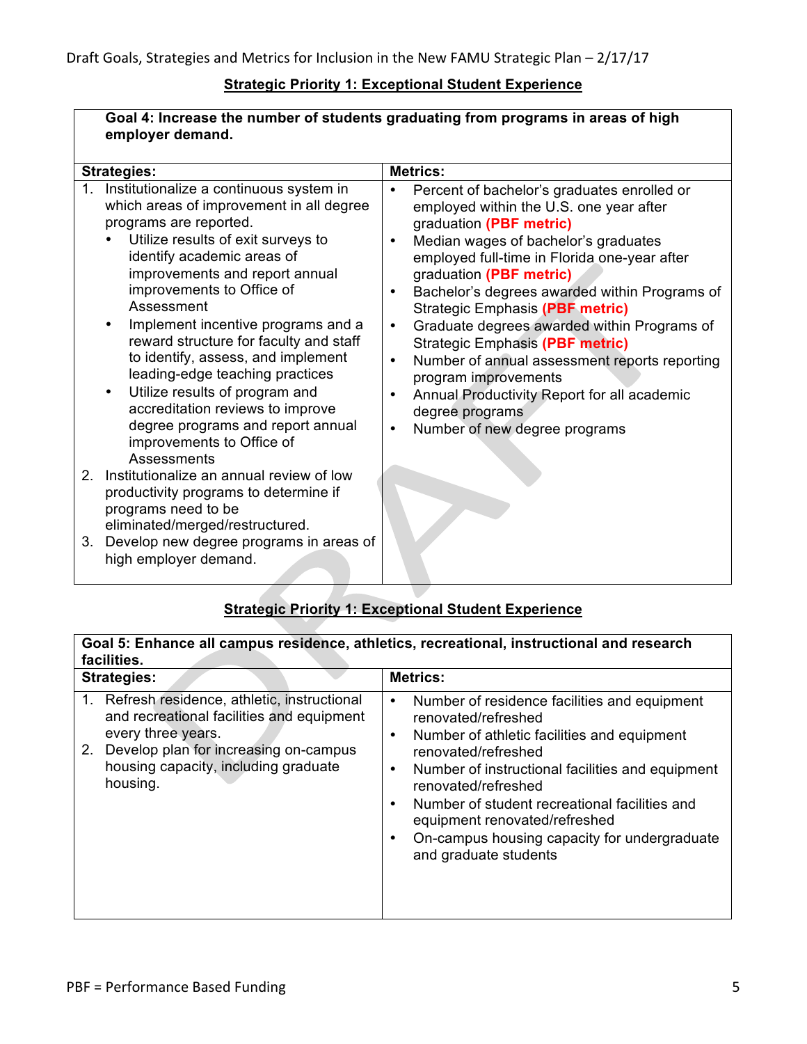Draft Goals, Strategies and Metrics for Inclusion in the New FAMU Strategic Plan – 2/17/17

**Strategic Priority 1: Exceptional Student Experience**

**Goal 4: Increase the number of students graduating from programs in areas of high employer demand.**

| **Strategies:** | **Metrics:** |
| --- | --- |
| 1. Institutionalize a continuous system in which areas of improvement in all degree programs are reported.<br>• Utilize results of exit surveys to identify academic areas of improvements and report annual improvements to Office of Assessment<br>• Implement incentive programs and a reward structure for faculty and staff to identify, assess, and implement leading-edge teaching practices<br>• Utilize results of program and accreditation reviews to improve degree programs and report annual improvements to Office of Assessments<br>2. Institutionalize an annual review of low productivity programs to determine if programs need to be eliminated/merged/restructured.<br>3. Develop new degree programs in areas of high employer demand. | • Percent of bachelor's graduates enrolled or employed within the U.S. one year after graduation **(PBF metric)**<br>• Median wages of bachelor's graduates employed full-time in Florida one-year after graduation **(PBF metric)**<br>• Bachelor's degrees awarded within Programs of Strategic Emphasis **(PBF metric)**<br>• Graduate degrees awarded within Programs of Strategic Emphasis **(PBF metric)**<br>• Number of annual assessment reports reporting program improvements<br>• Annual Productivity Report for all academic degree programs<br>• Number of new degree programs |

**Strategic Priority 1: Exceptional Student Experience**

**Goal 5: Enhance all campus residence, athletics, recreational, instructional and research facilities.**

| **Strategies:** | **Metrics:** |
| --- | --- |
| 1. Refresh residence, athletic, instructional and recreational facilities and equipment every three years.<br>2. Develop plan for increasing on-campus housing capacity, including graduate housing. | • Number of residence facilities and equipment renovated/refreshed<br>• Number of athletic facilities and equipment renovated/refreshed<br>• Number of instructional facilities and equipment renovated/refreshed<br>• Number of student recreational facilities and equipment renovated/refreshed<br>• On-campus housing capacity for undergraduate and graduate students |

PBF = Performance Based Funding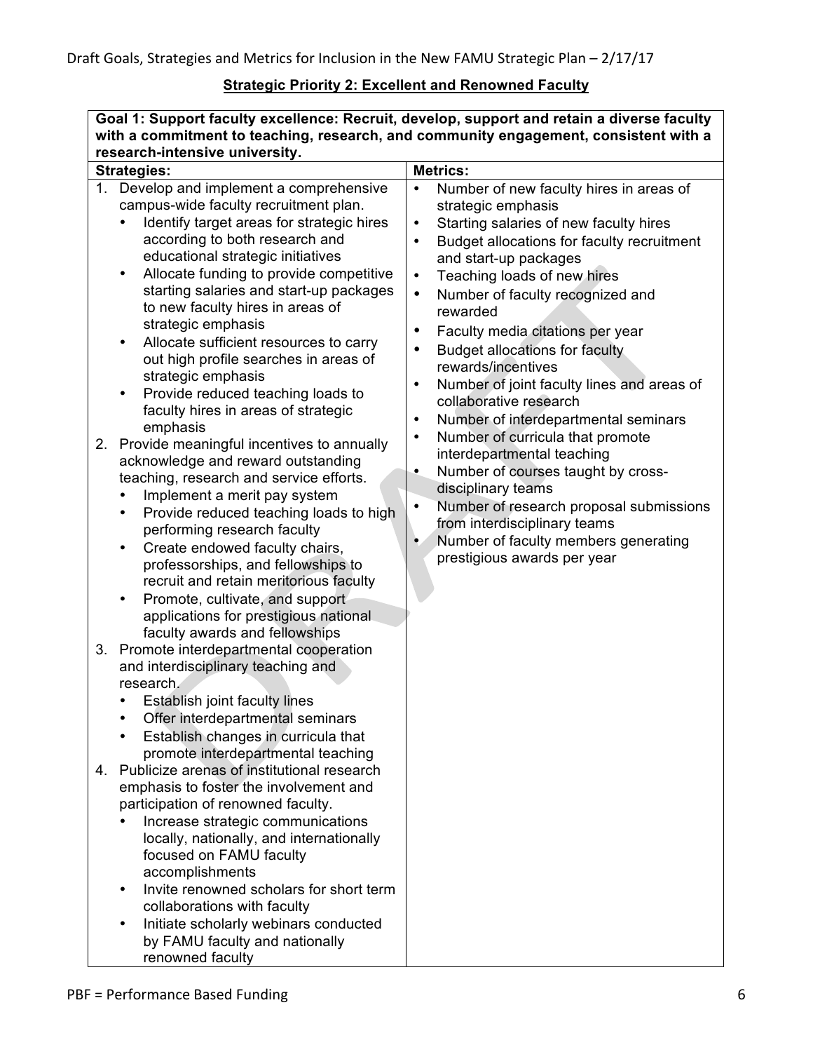## Strategic Priority 2: Excellent and Renowned Faculty

| **Goal 1: Support faculty excellence: Recruit, develop, support and retain a diverse faculty with a commitment to teaching, research, and community engagement, consistent with a research-intensive university.** | |
|---|---|
| **Strategies:** | **Metrics:** |
| 1. Develop and implement a comprehensive campus-wide faculty recruitment plan.<br>• Identify target areas for strategic hires according to both research and educational strategic initiatives<br>• Allocate funding to provide competitive starting salaries and start-up packages to new faculty hires in areas of strategic emphasis<br>• Allocate sufficient resources to carry out high profile searches in areas of strategic emphasis<br>• Provide reduced teaching loads to faculty hires in areas of strategic emphasis<br>2. Provide meaningful incentives to annually acknowledge and reward outstanding teaching, research and service efforts.<br>• Implement a merit pay system<br>• Provide reduced teaching loads to high performing research faculty<br>• Create endowed faculty chairs, professorships, and fellowships to recruit and retain meritorious faculty<br>• Promote, cultivate, and support applications for prestigious national faculty awards and fellowships<br>3. Promote interdepartmental cooperation and interdisciplinary teaching and research.<br>• Establish joint faculty lines<br>• Offer interdepartmental seminars<br>• Establish changes in curricula that promote interdepartmental teaching<br>4. Publicize arenas of institutional research emphasis to foster the involvement and participation of renowned faculty.<br>• Increase strategic communications locally, nationally, and internationally focused on FAMU faculty accomplishments<br>• Invite renowned scholars for short term collaborations with faculty<br>• Initiate scholarly webinars conducted by FAMU faculty and nationally renowned faculty | • Number of new faculty hires in areas of strategic emphasis<br>• Starting salaries of new faculty hires<br>• Budget allocations for faculty recruitment and start-up packages<br>• Teaching loads of new hires<br>• Number of faculty recognized and rewarded<br>• Faculty media citations per year<br>• Budget allocations for faculty rewards/incentives<br>• Number of joint faculty lines and areas of collaborative research<br>• Number of interdepartmental seminars<br>• Number of curricula that promote interdepartmental teaching<br>• Number of courses taught by cross-disciplinary teams<br>• Number of research proposal submissions from interdisciplinary teams<br>• Number of faculty members generating prestigious awards per year |

PBF = Performance Based Funding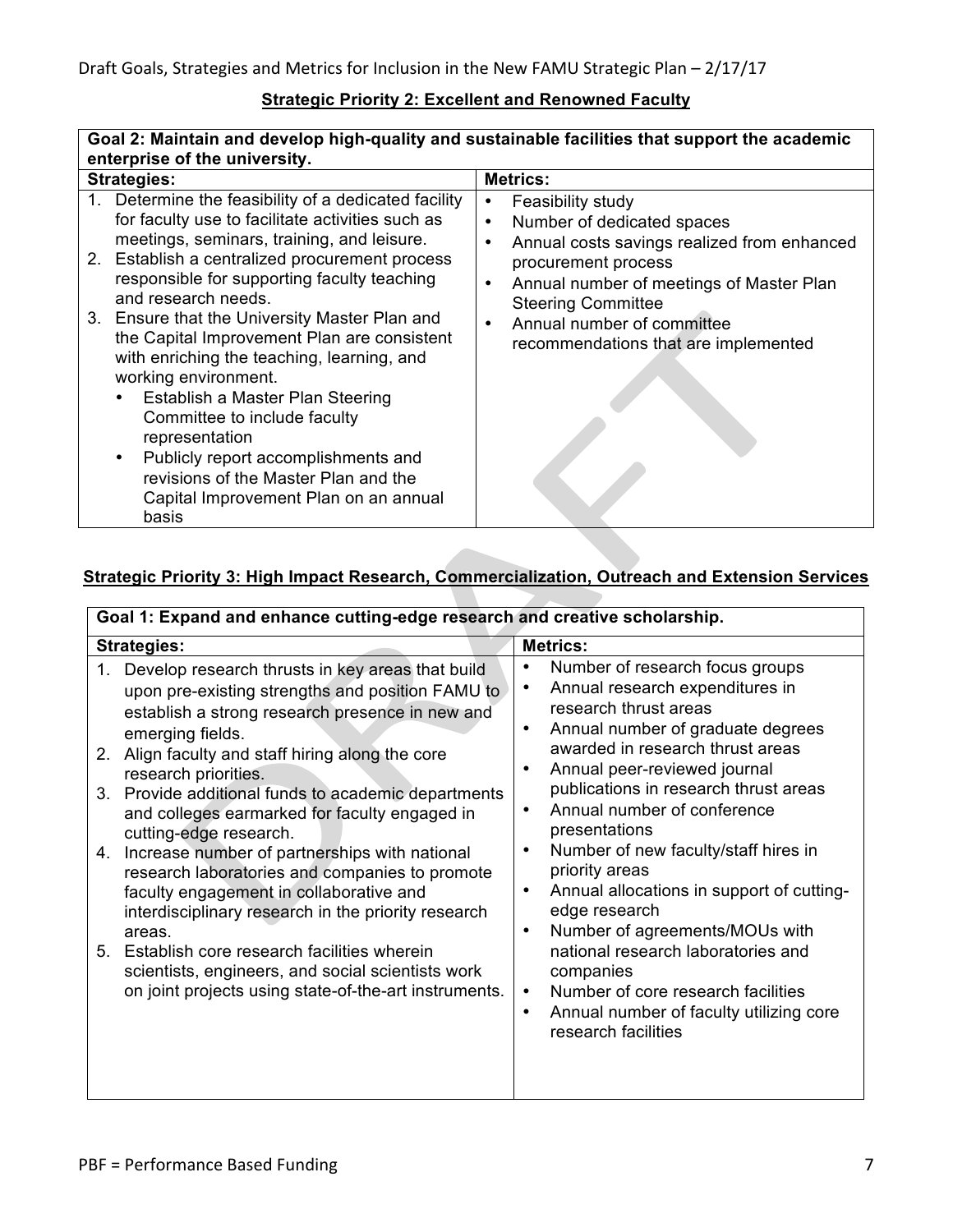**Strategic Priority 2: Excellent and Renowned Faculty**

| **Goal 2: Maintain and develop high-quality and sustainable facilities that support the academic enterprise of the university.** | |
|---|---|
| **Strategies:** | **Metrics:** |
| 1. Determine the feasibility of a dedicated facility for faculty use to facilitate activities such as meetings, seminars, training, and leisure.<br>2. Establish a centralized procurement process responsible for supporting faculty teaching and research needs.<br>3. Ensure that the University Master Plan and the Capital Improvement Plan are consistent with enriching the teaching, learning, and working environment.<br>• Establish a Master Plan Steering Committee to include faculty representation<br>• Publicly report accomplishments and revisions of the Master Plan and the Capital Improvement Plan on an annual basis | • Feasibility study<br>• Number of dedicated spaces<br>• Annual costs savings realized from enhanced procurement process<br>• Annual number of meetings of Master Plan Steering Committee<br>• Annual number of committee recommendations that are implemented |

**Strategic Priority 3: High Impact Research, Commercialization, Outreach and Extension Services**

| **Goal 1: Expand and enhance cutting-edge research and creative scholarship.** | |
|---|---|
| **Strategies:** | **Metrics:** |
| 1. Develop research thrusts in key areas that build upon pre-existing strengths and position FAMU to establish a strong research presence in new and emerging fields.<br>2. Align faculty and staff hiring along the core research priorities.<br>3. Provide additional funds to academic departments and colleges earmarked for faculty engaged in cutting-edge research.<br>4. Increase number of partnerships with national research laboratories and companies to promote faculty engagement in collaborative and interdisciplinary research in the priority research areas.<br>5. Establish core research facilities wherein scientists, engineers, and social scientists work on joint projects using state-of-the-art instruments. | • Number of research focus groups<br>• Annual research expenditures in research thrust areas<br>• Annual number of graduate degrees awarded in research thrust areas<br>• Annual peer-reviewed journal publications in research thrust areas<br>• Annual number of conference presentations<br>• Number of new faculty/staff hires in priority areas<br>• Annual allocations in support of cutting-edge research<br>• Number of agreements/MOUs with national research laboratories and companies<br>• Number of core research facilities<br>• Annual number of faculty utilizing core research facilities |

PBF = Performance Based Funding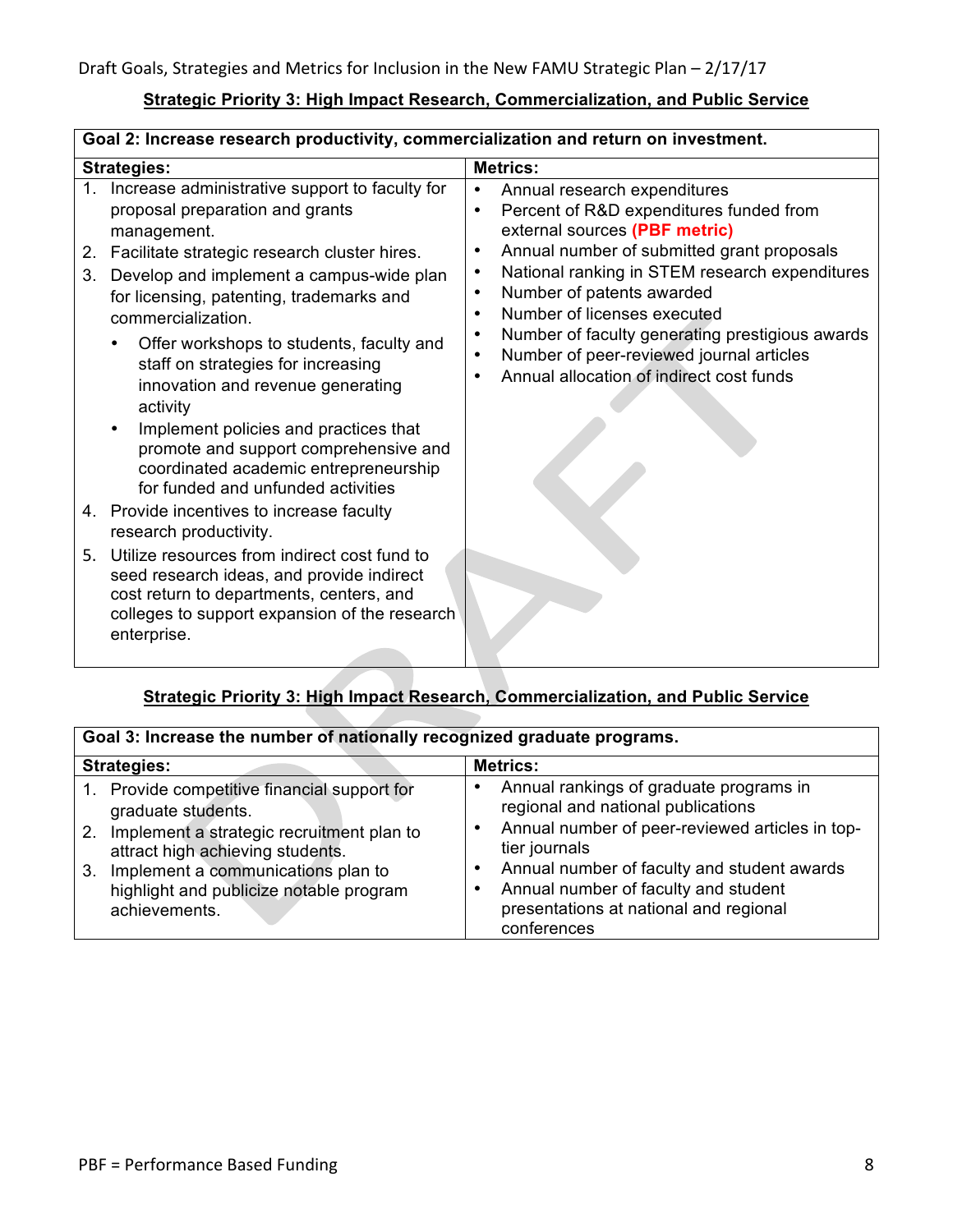## Strategic Priority 3: High Impact Research, Commercialization, and Public Service

| Goal 2: Increase research productivity, commercialization and return on investment. | |
|---|---|
| **Strategies:** | **Metrics:** |
| 1. Increase administrative support to faculty for proposal preparation and grants management.<br>2. Facilitate strategic research cluster hires.<br>3. Develop and implement a campus-wide plan for licensing, patenting, trademarks and commercialization.<br>• Offer workshops to students, faculty and staff on strategies for increasing innovation and revenue generating activity<br>• Implement policies and practices that promote and support comprehensive and coordinated academic entrepreneurship for funded and unfunded activities<br>4. Provide incentives to increase faculty research productivity.<br>5. Utilize resources from indirect cost fund to seed research ideas, and provide indirect cost return to departments, centers, and colleges to support expansion of the research enterprise. | • Annual research expenditures<br>• Percent of R&D expenditures funded from external sources **(PBF metric)**<br>• Annual number of submitted grant proposals<br>• National ranking in STEM research expenditures<br>• Number of patents awarded<br>• Number of licenses executed<br>• Number of faculty generating prestigious awards<br>• Number of peer-reviewed journal articles<br>• Annual allocation of indirect cost funds |

## Strategic Priority 3: High Impact Research, Commercialization, and Public Service

| Goal 3: Increase the number of nationally recognized graduate programs. | |
|---|---|
| **Strategies:** | **Metrics:** |
| 1. Provide competitive financial support for graduate students.<br>2. Implement a strategic recruitment plan to attract high achieving students.<br>3. Implement a communications plan to highlight and publicize notable program achievements. | • Annual rankings of graduate programs in regional and national publications<br>• Annual number of peer-reviewed articles in top-tier journals<br>• Annual number of faculty and student awards<br>• Annual number of faculty and student presentations at national and regional conferences |

PBF = Performance Based Funding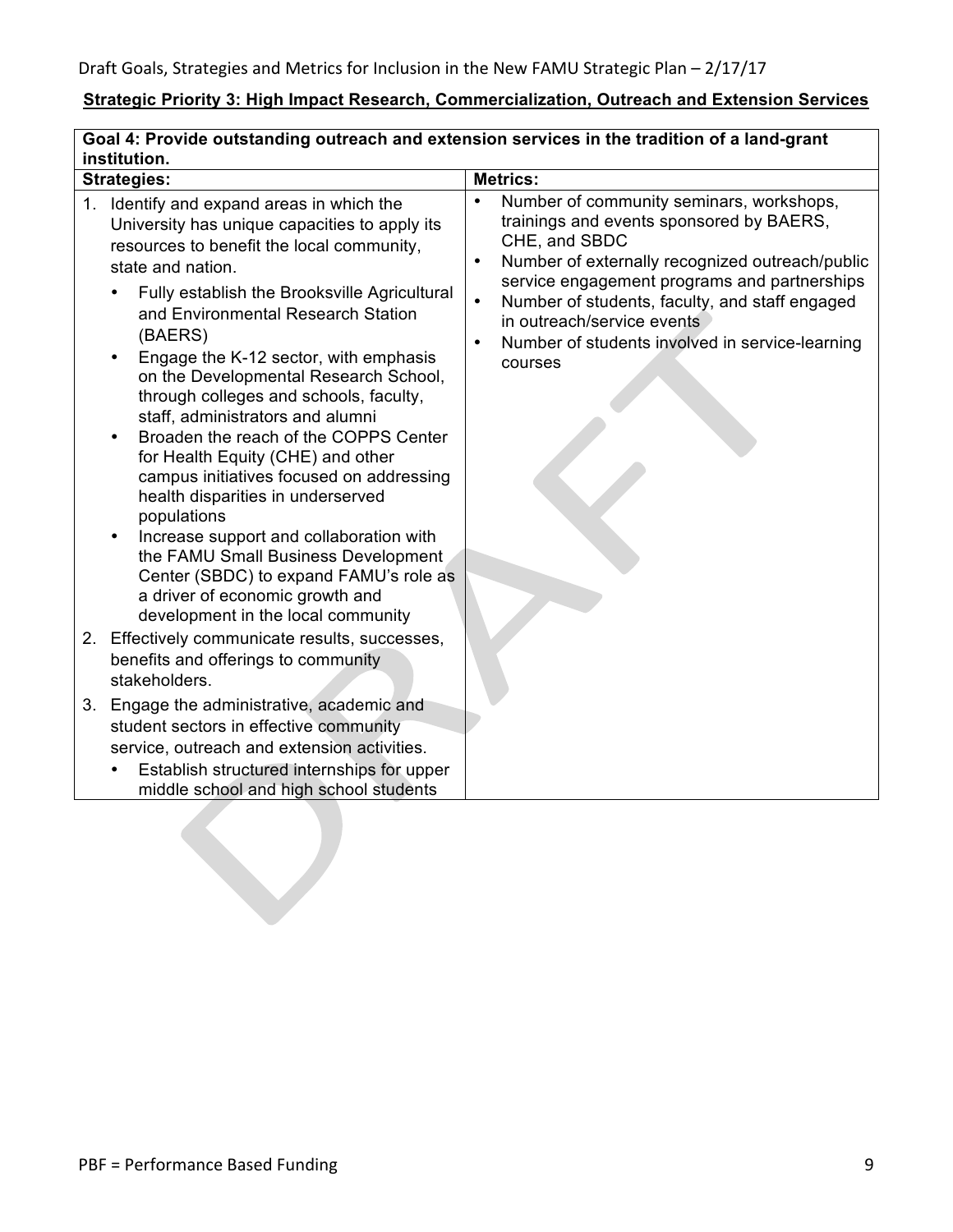**Strategic Priority 3: High Impact Research, Commercialization, Outreach and Extension Services**

| Goal 4: Provide outstanding outreach and extension services in the tradition of a land-grant institution. | |
|---|---|
| **Strategies:** | **Metrics:** |
| 1. Identify and expand areas in which the University has unique capacities to apply its resources to benefit the local community, state and nation.<br>• Fully establish the Brooksville Agricultural and Environmental Research Station (BAERS)<br>• Engage the K-12 sector, with emphasis on the Developmental Research School, through colleges and schools, faculty, staff, administrators and alumni<br>• Broaden the reach of the COPPS Center for Health Equity (CHE) and other campus initiatives focused on addressing health disparities in underserved populations<br>• Increase support and collaboration with the FAMU Small Business Development Center (SBDC) to expand FAMU's role as a driver of economic growth and development in the local community<br>2. Effectively communicate results, successes, benefits and offerings to community stakeholders.<br>3. Engage the administrative, academic and student sectors in effective community service, outreach and extension activities.<br>• Establish structured internships for upper middle school and high school students | • Number of community seminars, workshops, trainings and events sponsored by BAERS, CHE, and SBDC<br>• Number of externally recognized outreach/public service engagement programs and partnerships<br>• Number of students, faculty, and staff engaged in outreach/service events<br>• Number of students involved in service-learning courses |

PBF = Performance Based Funding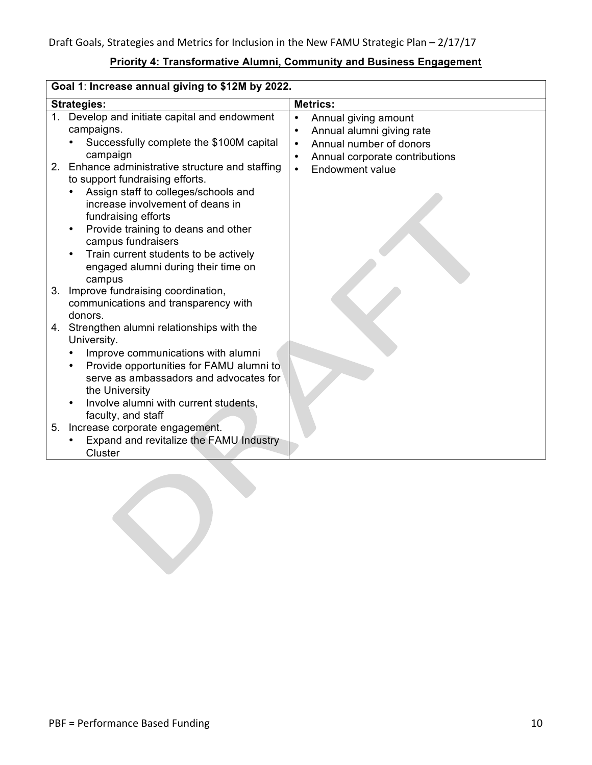## Priority 4: Transformative Alumni, Community and Business Engagement

| **Goal 1**: **Increase annual giving to $12M by 2022.** | |
|---|---|
| **Strategies:** | **Metrics:** |
| 1. Develop and initiate capital and endowment campaigns.<br>• Successfully complete the $100M capital campaign<br>2. Enhance administrative structure and staffing to support fundraising efforts.<br>• Assign staff to colleges/schools and increase involvement of deans in fundraising efforts<br>• Provide training to deans and other campus fundraisers<br>• Train current students to be actively engaged alumni during their time on campus<br>3. Improve fundraising coordination, communications and transparency with donors.<br>4. Strengthen alumni relationships with the University.<br>• Improve communications with alumni<br>• Provide opportunities for FAMU alumni to serve as ambassadors and advocates for the University<br>• Involve alumni with current students, faculty, and staff<br>5. Increase corporate engagement.<br>• Expand and revitalize the FAMU Industry Cluster | • Annual giving amount<br>• Annual alumni giving rate<br>• Annual number of donors<br>• Annual corporate contributions<br>• Endowment value |

PBF = Performance Based Funding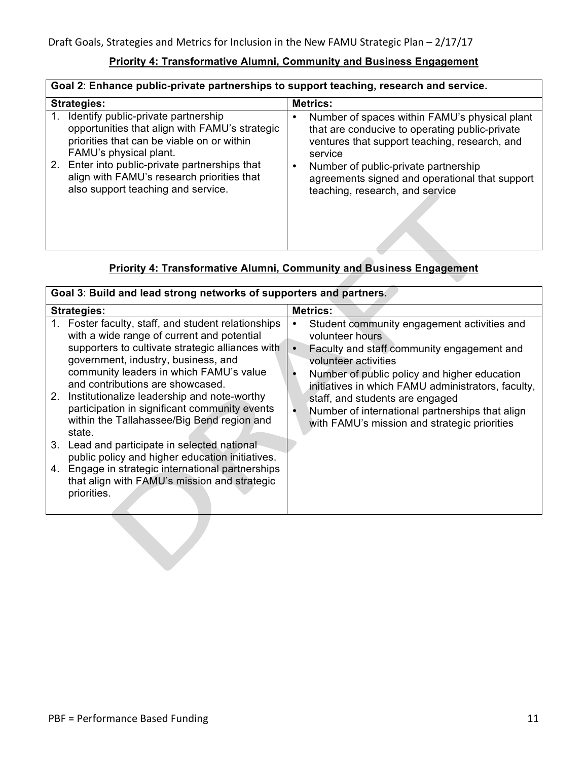## Priority 4: Transformative Alumni, Community and Business Engagement

| **Goal 2**: **Enhance public-private partnerships to support teaching, research and service.** | |
|---|---|
| **Strategies:** | **Metrics:** |
| 1. Identify public-private partnership opportunities that align with FAMU's strategic priorities that can be viable on or within FAMU's physical plant.<br>2. Enter into public-private partnerships that align with FAMU's research priorities that also support teaching and service. | • Number of spaces within FAMU's physical plant that are conducive to operating public-private ventures that support teaching, research, and service<br>• Number of public-private partnership agreements signed and operational that support teaching, research, and service |

## Priority 4: Transformative Alumni, Community and Business Engagement

| **Goal 3**: **Build and lead strong networks of supporters and partners.** | |
|---|---|
| **Strategies:** | **Metrics:** |
| 1. Foster faculty, staff, and student relationships with a wide range of current and potential supporters to cultivate strategic alliances with government, industry, business, and community leaders in which FAMU's value and contributions are showcased.<br>2. Institutionalize leadership and note-worthy participation in significant community events within the Tallahassee/Big Bend region and state.<br>3. Lead and participate in selected national public policy and higher education initiatives.<br>4. Engage in strategic international partnerships that align with FAMU's mission and strategic priorities. | • Student community engagement activities and volunteer hours<br>• Faculty and staff community engagement and volunteer activities<br>• Number of public policy and higher education initiatives in which FAMU administrators, faculty, staff, and students are engaged<br>• Number of international partnerships that align with FAMU's mission and strategic priorities |

PBF = Performance Based Funding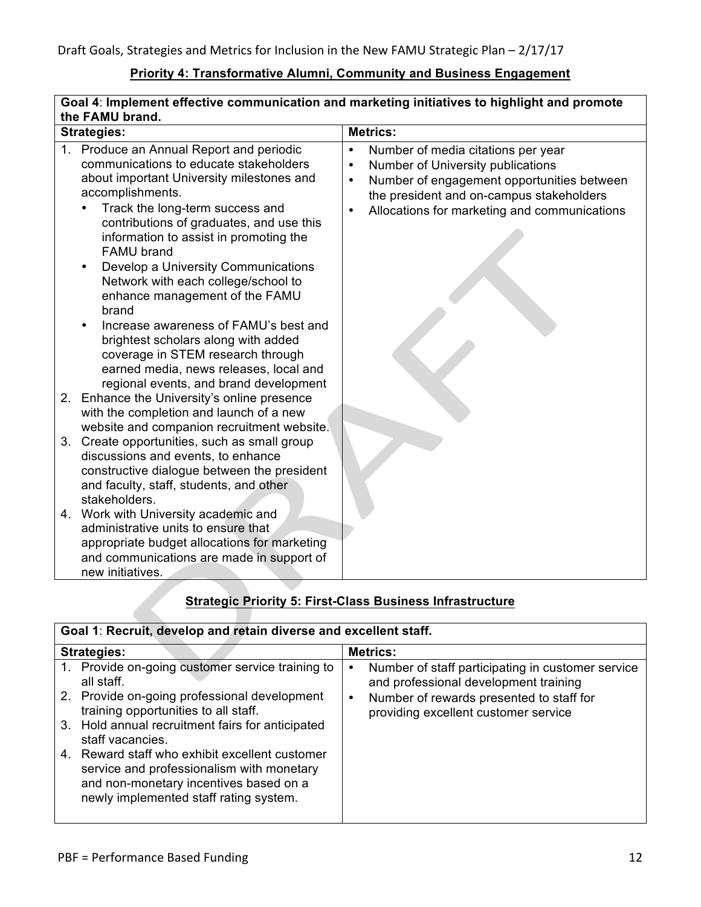## Priority 4: Transformative Alumni, Community and Business Engagement

| **Goal 4: Implement effective communication and marketing initiatives to highlight and promote the FAMU brand.** | |
|---|---|
| **Strategies:** | **Metrics:** |
| 1. Produce an Annual Report and periodic communications to educate stakeholders about important University milestones and accomplishments.<br>• Track the long-term success and contributions of graduates, and use this information to assist in promoting the FAMU brand<br>• Develop a University Communications Network with each college/school to enhance management of the FAMU brand<br>• Increase awareness of FAMU's best and brightest scholars along with added coverage in STEM research through earned media, news releases, local and regional events, and brand development<br>2. Enhance the University's online presence with the completion and launch of a new website and companion recruitment website.<br>3. Create opportunities, such as small group discussions and events, to enhance constructive dialogue between the president and faculty, staff, students, and other stakeholders.<br>4. Work with University academic and administrative units to ensure that appropriate budget allocations for marketing and communications are made in support of new initiatives. | • Number of media citations per year<br>• Number of University publications<br>• Number of engagement opportunities between the president and on-campus stakeholders<br>• Allocations for marketing and communications |

## Strategic Priority 5: First-Class Business Infrastructure

| **Goal 1: Recruit, develop and retain diverse and excellent staff.** | |
|---|---|
| **Strategies:** | **Metrics:** |
| 1. Provide on-going customer service training to all staff.<br>2. Provide on-going professional development training opportunities to all staff.<br>3. Hold annual recruitment fairs for anticipated staff vacancies.<br>4. Reward staff who exhibit excellent customer service and professionalism with monetary and non-monetary incentives based on a newly implemented staff rating system. | • Number of staff participating in customer service and professional development training<br>• Number of rewards presented to staff for providing excellent customer service |

PBF = Performance Based Funding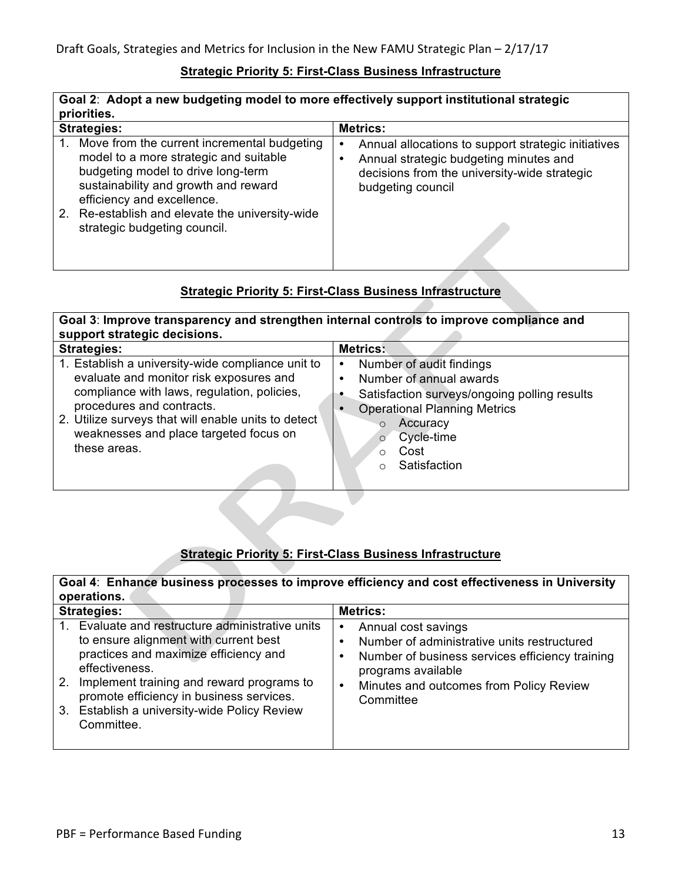**Strategic Priority 5: First-Class Business Infrastructure**

| **Goal 2**: **Adopt a new budgeting model to more effectively support institutional strategic priorities.** | |
|---|---|
| **Strategies:** | **Metrics:** |
| 1. Move from the current incremental budgeting model to a more strategic and suitable budgeting model to drive long-term sustainability and growth and reward efficiency and excellence.<br>2. Re-establish and elevate the university-wide strategic budgeting council. | • Annual allocations to support strategic initiatives<br>• Annual strategic budgeting minutes and decisions from the university-wide strategic budgeting council |

**Strategic Priority 5: First-Class Business Infrastructure**

| **Goal 3**: **Improve transparency and strengthen internal controls to improve compliance and support strategic decisions.** | |
|---|---|
| **Strategies:** | **Metrics:** |
| 1. Establish a university-wide compliance unit to evaluate and monitor risk exposures and compliance with laws, regulation, policies, procedures and contracts.<br>2. Utilize surveys that will enable units to detect weaknesses and place targeted focus on these areas. | • Number of audit findings<br>• Number of annual awards<br>• Satisfaction surveys/ongoing polling results<br>• Operational Planning Metrics<br>&nbsp;&nbsp;&nbsp;&nbsp;○ Accuracy<br>&nbsp;&nbsp;&nbsp;&nbsp;○ Cycle-time<br>&nbsp;&nbsp;&nbsp;&nbsp;○ Cost<br>&nbsp;&nbsp;&nbsp;&nbsp;○ Satisfaction |

**Strategic Priority 5: First-Class Business Infrastructure**

| **Goal 4**: **Enhance business processes to improve efficiency and cost effectiveness in University operations.** | |
|---|---|
| **Strategies:** | **Metrics:** |
| 1. Evaluate and restructure administrative units to ensure alignment with current best practices and maximize efficiency and effectiveness.<br>2. Implement training and reward programs to promote efficiency in business services.<br>3. Establish a university-wide Policy Review Committee. | • Annual cost savings<br>• Number of administrative units restructured<br>• Number of business services efficiency training programs available<br>• Minutes and outcomes from Policy Review Committee |

PBF = Performance Based Funding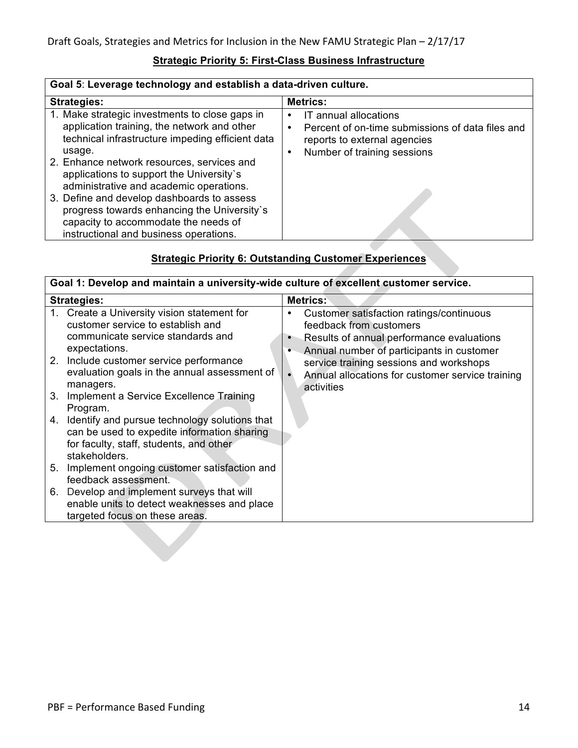### Strategic Priority 5: First-Class Business Infrastructure

| Goal 5: Leverage technology and establish a data-driven culture. | |
|---|---|
| **Strategies:** | **Metrics:** |
| 1. Make strategic investments to close gaps in application training, the network and other technical infrastructure impeding efficient data usage.<br>2. Enhance network resources, services and applications to support the University`s administrative and academic operations.<br>3. Define and develop dashboards to assess progress towards enhancing the University`s capacity to accommodate the needs of instructional and business operations. | • IT annual allocations<br>• Percent of on-time submissions of data files and reports to external agencies<br>• Number of training sessions |

### Strategic Priority 6: Outstanding Customer Experiences

| Goal 1: Develop and maintain a university-wide culture of excellent customer service. | |
|---|---|
| **Strategies:** | **Metrics:** |
| 1. Create a University vision statement for customer service to establish and communicate service standards and expectations.<br>2. Include customer service performance evaluation goals in the annual assessment of managers.<br>3. Implement a Service Excellence Training Program.<br>4. Identify and pursue technology solutions that can be used to expedite information sharing for faculty, staff, students, and other stakeholders.<br>5. Implement ongoing customer satisfaction and feedback assessment.<br>6. Develop and implement surveys that will enable units to detect weaknesses and place targeted focus on these areas. | • Customer satisfaction ratings/continuous feedback from customers<br>• Results of annual performance evaluations<br>• Annual number of participants in customer service training sessions and workshops<br>• Annual allocations for customer service training activities |

PBF = Performance Based Funding